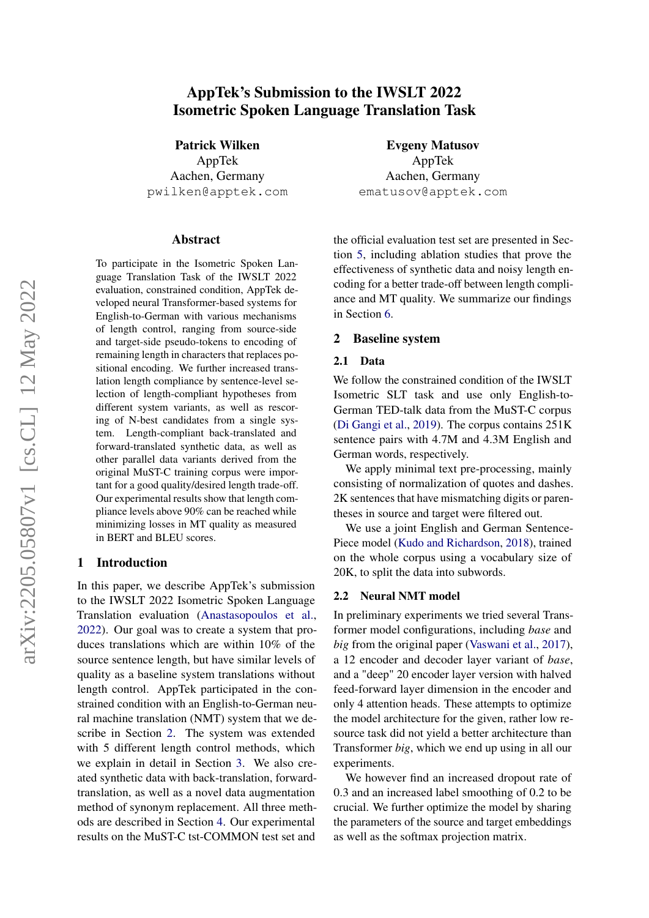# AppTek's Submission to the IWSLT 2022 Isometric Spoken Language Translation Task

**Patrick Wilken**
AppTek
Aachen, Germany
pwilken@apptek.com

**Evgeny Matusov**
AppTek
Aachen, Germany
ematusov@apptek.com

## Abstract

To participate in the Isometric Spoken Language Translation Task of the IWSLT 2022 evaluation, constrained condition, AppTek developed neural Transformer-based systems for English-to-German with various mechanisms of length control, ranging from source-side and target-side pseudo-tokens to encoding of remaining length in characters that replaces positional encoding. We further increased translation length compliance by sentence-level selection of length-compliant hypotheses from different system variants, as well as rescoring of N-best candidates from a single system. Length-compliant back-translated and forward-translated synthetic data, as well as other parallel data variants derived from the original MuST-C training corpus were important for a good quality/desired length trade-off. Our experimental results show that length compliance levels above 90% can be reached while minimizing losses in MT quality as measured in BERT and BLEU scores.

## 1 Introduction

In this paper, we describe AppTek's submission to the IWSLT 2022 Isometric Spoken Language Translation evaluation (Anastasopoulos et al., 2022). Our goal was to create a system that produces translations which are within 10% of the source sentence length, but have similar levels of quality as a baseline system translations without length control. AppTek participated in the constrained condition with an English-to-German neural machine translation (NMT) system that we describe in Section 2. The system was extended with 5 different length control methods, which we explain in detail in Section 3. We also created synthetic data with back-translation, forward-translation, as well as a novel data augmentation method of synonym replacement. All three methods are described in Section 4. Our experimental results on the MuST-C tst-COMMON test set and the official evaluation test set are presented in Section 5, including ablation studies that prove the effectiveness of synthetic data and noisy length encoding for a better trade-off between length compliance and MT quality. We summarize our findings in Section 6.

## 2 Baseline system

### 2.1 Data

We follow the constrained condition of the IWSLT Isometric SLT task and use only English-to-German TED-talk data from the MuST-C corpus (Di Gangi et al., 2019). The corpus contains 251K sentence pairs with 4.7M and 4.3M English and German words, respectively.

We apply minimal text pre-processing, mainly consisting of normalization of quotes and dashes. 2K sentences that have mismatching digits or parentheses in source and target were filtered out.

We use a joint English and German SentencePiece model (Kudo and Richardson, 2018), trained on the whole corpus using a vocabulary size of 20K, to split the data into subwords.

### 2.2 Neural NMT model

In preliminary experiments we tried several Transformer model configurations, including *base* and *big* from the original paper (Vaswani et al., 2017), a 12 encoder and decoder layer variant of *base*, and a "deep" 20 encoder layer version with halved feed-forward layer dimension in the encoder and only 4 attention heads. These attempts to optimize the model architecture for the given, rather low resource task did not yield a better architecture than Transformer *big*, which we end up using in all our experiments.

We however find an increased dropout rate of 0.3 and an increased label smoothing of 0.2 to be crucial. We further optimize the model by sharing the parameters of the source and target embeddings as well as the softmax projection matrix.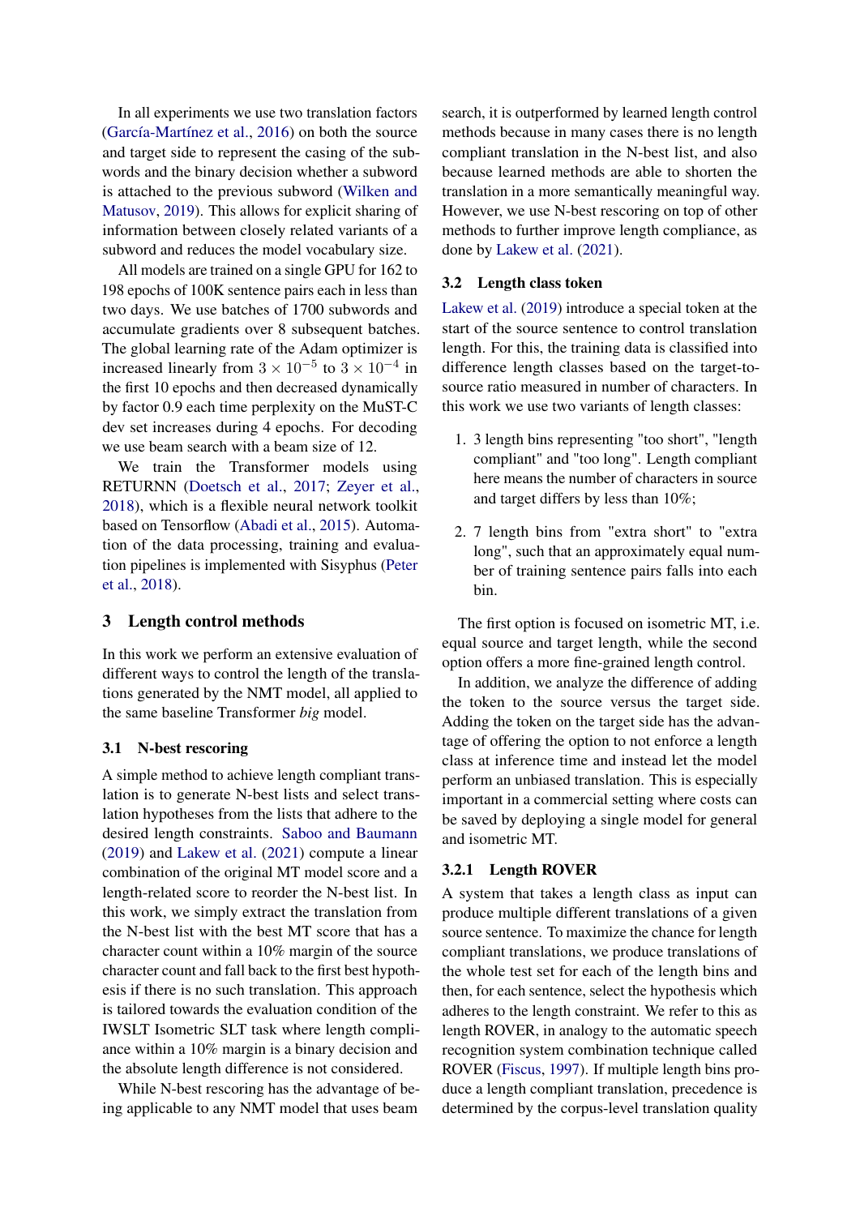In all experiments we use two translation factors (García-Martínez et al., 2016) on both the source and target side to represent the casing of the subwords and the binary decision whether a subword is attached to the previous subword (Wilken and Matusov, 2019). This allows for explicit sharing of information between closely related variants of a subword and reduces the model vocabulary size.

All models are trained on a single GPU for 162 to 198 epochs of 100K sentence pairs each in less than two days. We use batches of 1700 subwords and accumulate gradients over 8 subsequent batches. The global learning rate of the Adam optimizer is increased linearly from $3 \times 10^{-5}$ to $3 \times 10^{-4}$ in the first 10 epochs and then decreased dynamically by factor 0.9 each time perplexity on the MuST-C dev set increases during 4 epochs. For decoding we use beam search with a beam size of 12.

We train the Transformer models using RETURNN (Doetsch et al., 2017; Zeyer et al., 2018), which is a flexible neural network toolkit based on Tensorflow (Abadi et al., 2015). Automation of the data processing, training and evaluation pipelines is implemented with Sisyphus (Peter et al., 2018).

## 3 Length control methods

In this work we perform an extensive evaluation of different ways to control the length of the translations generated by the NMT model, all applied to the same baseline Transformer *big* model.

### 3.1 N-best rescoring

A simple method to achieve length compliant translation is to generate N-best lists and select translation hypotheses from the lists that adhere to the desired length constraints. Saboo and Baumann (2019) and Lakew et al. (2021) compute a linear combination of the original MT model score and a length-related score to reorder the N-best list. In this work, we simply extract the translation from the N-best list with the best MT score that has a character count within a 10% margin of the source character count and fall back to the first best hypothesis if there is no such translation. This approach is tailored towards the evaluation condition of the IWSLT Isometric SLT task where length compliance within a 10% margin is a binary decision and the absolute length difference is not considered.

While N-best rescoring has the advantage of being applicable to any NMT model that uses beam search, it is outperformed by learned length control methods because in many cases there is no length compliant translation in the N-best list, and also because learned methods are able to shorten the translation in a more semantically meaningful way. However, we use N-best rescoring on top of other methods to further improve length compliance, as done by Lakew et al. (2021).

### 3.2 Length class token

Lakew et al. (2019) introduce a special token at the start of the source sentence to control translation length. For this, the training data is classified into difference length classes based on the target-to-source ratio measured in number of characters. In this work we use two variants of length classes:

1. 3 length bins representing "too short", "length compliant" and "too long". Length compliant here means the number of characters in source and target differs by less than 10%;
2. 7 length bins from "extra short" to "extra long", such that an approximately equal number of training sentence pairs falls into each bin.

The first option is focused on isometric MT, i.e. equal source and target length, while the second option offers a more fine-grained length control.

In addition, we analyze the difference of adding the token to the source versus the target side. Adding the token on the target side has the advantage of offering the option to not enforce a length class at inference time and instead let the model perform an unbiased translation. This is especially important in a commercial setting where costs can be saved by deploying a single model for general and isometric MT.

#### 3.2.1 Length ROVER

A system that takes a length class as input can produce multiple different translations of a given source sentence. To maximize the chance for length compliant translations, we produce translations of the whole test set for each of the length bins and then, for each sentence, select the hypothesis which adheres to the length constraint. We refer to this as length ROVER, in analogy to the automatic speech recognition system combination technique called ROVER (Fiscus, 1997). If multiple length bins produce a length compliant translation, precedence is determined by the corpus-level translation quality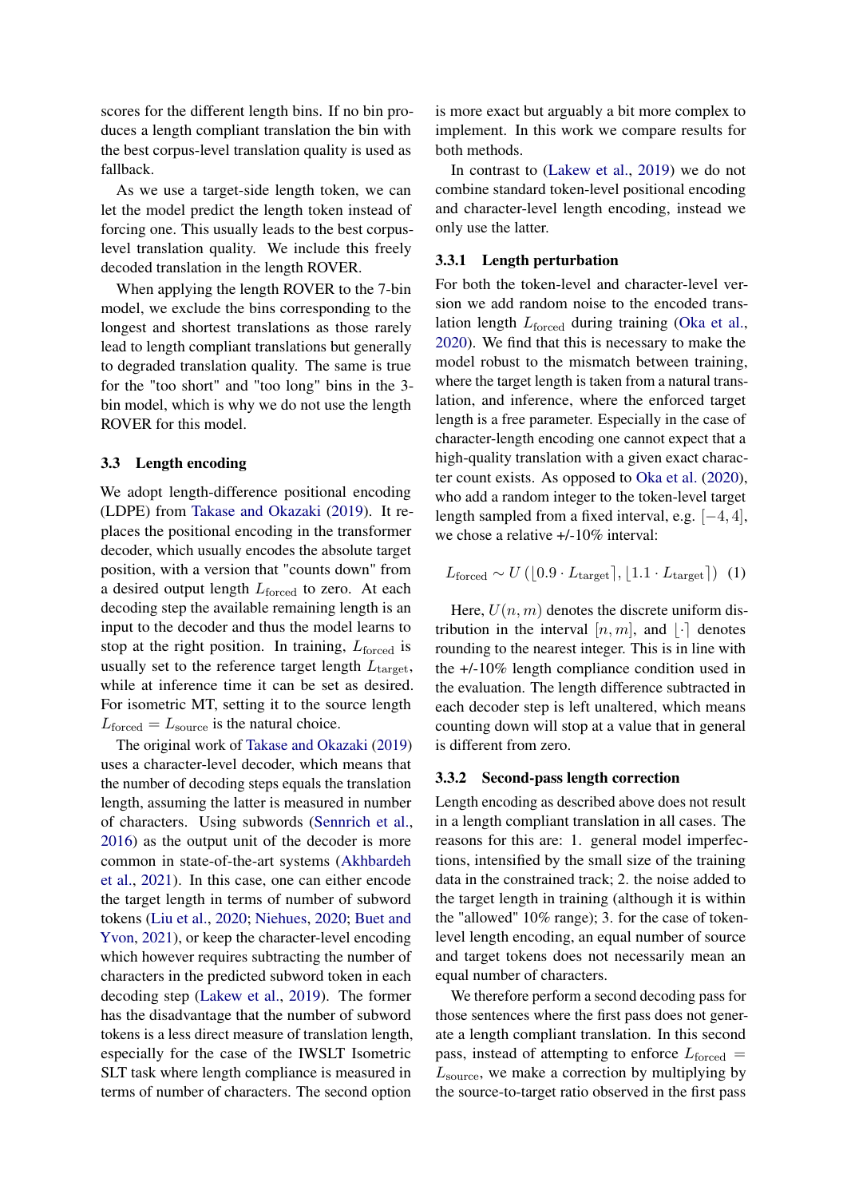scores for the different length bins. If no bin produces a length compliant translation the bin with the best corpus-level translation quality is used as fallback.

As we use a target-side length token, we can let the model predict the length token instead of forcing one. This usually leads to the best corpus-level translation quality. We include this freely decoded translation in the length ROVER.

When applying the length ROVER to the 7-bin model, we exclude the bins corresponding to the longest and shortest translations as those rarely lead to length compliant translations but generally to degraded translation quality. The same is true for the "too short" and "too long" bins in the 3-bin model, which is why we do not use the length ROVER for this model.

### 3.3 Length encoding

We adopt length-difference positional encoding (LDPE) from Takase and Okazaki (2019). It replaces the positional encoding in the transformer decoder, which usually encodes the absolute target position, with a version that "counts down" from a desired output length $L_{\text{forced}}$ to zero. At each decoding step the available remaining length is an input to the decoder and thus the model learns to stop at the right position. In training, $L_{\text{forced}}$ is usually set to the reference target length $L_{\text{target}}$, while at inference time it can be set as desired. For isometric MT, setting it to the source length $L_{\text{forced}} = L_{\text{source}}$ is the natural choice.

The original work of Takase and Okazaki (2019) uses a character-level decoder, which means that the number of decoding steps equals the translation length, assuming the latter is measured in number of characters. Using subwords (Sennrich et al., 2016) as the output unit of the decoder is more common in state-of-the-art systems (Akhbardeh et al., 2021). In this case, one can either encode the target length in terms of number of subword tokens (Liu et al., 2020; Niehues, 2020; Buet and Yvon, 2021), or keep the character-level encoding which however requires subtracting the number of characters in the predicted subword token in each decoding step (Lakew et al., 2019). The former has the disadvantage that the number of subword tokens is a less direct measure of translation length, especially for the case of the IWSLT Isometric SLT task where length compliance is measured in terms of number of characters. The second option is more exact but arguably a bit more complex to implement. In this work we compare results for both methods.

In contrast to (Lakew et al., 2019) we do not combine standard token-level positional encoding and character-level length encoding, instead we only use the latter.

#### 3.3.1 Length perturbation

For both the token-level and character-level version we add random noise to the encoded translation length $L_{\text{forced}}$ during training (Oka et al., 2020). We find that this is necessary to make the model robust to the mismatch between training, where the target length is taken from a natural translation, and inference, where the enforced target length is a free parameter. Especially in the case of character-length encoding one cannot expect that a high-quality translation with a given exact character count exists. As opposed to Oka et al. (2020), who add a random integer to the token-level target length sampled from a fixed interval, e.g. $[-4, 4]$, we chose a relative +/-10% interval:

$$L_{\text{forced}} \sim U\left(\lfloor 0.9 \cdot L_{\text{target}} \rceil, \lfloor 1.1 \cdot L_{\text{target}} \rceil\right) \quad (1)$$

Here, $U(n, m)$ denotes the discrete uniform distribution in the interval $[n, m]$, and $\lfloor \cdot \rceil$ denotes rounding to the nearest integer. This is in line with the +/-10% length compliance condition used in the evaluation. The length difference subtracted in each decoder step is left unaltered, which means counting down will stop at a value that in general is different from zero.

#### 3.3.2 Second-pass length correction

Length encoding as described above does not result in a length compliant translation in all cases. The reasons for this are: 1. general model imperfections, intensified by the small size of the training data in the constrained track; 2. the noise added to the target length in training (although it is within the "allowed" 10% range); 3. for the case of token-level length encoding, an equal number of source and target tokens does not necessarily mean an equal number of characters.

We therefore perform a second decoding pass for those sentences where the first pass does not generate a length compliant translation. In this second pass, instead of attempting to enforce $L_{\text{forced}} = L_{\text{source}}$, we make a correction by multiplying by the source-to-target ratio observed in the first pass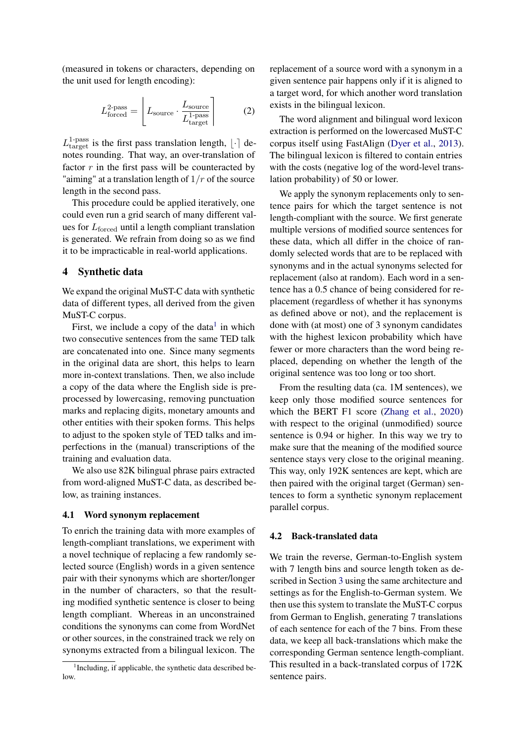(measured in tokens or characters, depending on the unit used for length encoding):

$$L_{\text{forced}}^{\text{2-pass}} = \left\lfloor L_{\text{source}} \cdot \frac{L_{\text{source}}}{L_{\text{target}}^{\text{1-pass}}} \right\rceil \tag{2}$$

$L_{\text{target}}^{\text{1-pass}}$ is the first pass translation length, $\lfloor \cdot \rceil$ denotes rounding. That way, an over-translation of factor $r$ in the first pass will be counteracted by "aiming" at a translation length of $1/r$ of the source length in the second pass.

This procedure could be applied iteratively, one could even run a grid search of many different values for $L_{\text{forced}}$ until a length compliant translation is generated. We refrain from doing so as we find it to be impracticable in real-world applications.

## 4 Synthetic data

We expand the original MuST-C data with synthetic data of different types, all derived from the given MuST-C corpus.

First, we include a copy of the data[1] in which two consecutive sentences from the same TED talk are concatenated into one. Since many segments in the original data are short, this helps to learn more in-context translations. Then, we also include a copy of the data where the English side is pre-processed by lowercasing, removing punctuation marks and replacing digits, monetary amounts and other entities with their spoken forms. This helps to adjust to the spoken style of TED talks and imperfections in the (manual) transcriptions of the training and evaluation data.

We also use 82K bilingual phrase pairs extracted from word-aligned MuST-C data, as described below, as training instances.

### 4.1 Word synonym replacement

To enrich the training data with more examples of length-compliant translations, we experiment with a novel technique of replacing a few randomly selected source (English) words in a given sentence pair with their synonyms which are shorter/longer in the number of characters, so that the resulting modified synthetic sentence is closer to being length compliant. Whereas in an unconstrained conditions the synonyms can come from WordNet or other sources, in the constrained track we rely on synonyms extracted from a bilingual lexicon. The replacement of a source word with a synonym in a given sentence pair happens only if it is aligned to a target word, for which another word translation exists in the bilingual lexicon.

The word alignment and bilingual word lexicon extraction is performed on the lowercased MuST-C corpus itself using FastAlign (Dyer et al., 2013). The bilingual lexicon is filtered to contain entries with the costs (negative log of the word-level translation probability) of 50 or lower.

We apply the synonym replacements only to sentence pairs for which the target sentence is not length-compliant with the source. We first generate multiple versions of modified source sentences for these data, which all differ in the choice of randomly selected words that are to be replaced with synonyms and in the actual synonyms selected for replacement (also at random). Each word in a sentence has a 0.5 chance of being considered for replacement (regardless of whether it has synonyms as defined above or not), and the replacement is done with (at most) one of 3 synonym candidates with the highest lexicon probability which have fewer or more characters than the word being replaced, depending on whether the length of the original sentence was too long or too short.

From the resulting data (ca. 1M sentences), we keep only those modified source sentences for which the BERT F1 score (Zhang et al., 2020) with respect to the original (unmodified) source sentence is 0.94 or higher. In this way we try to make sure that the meaning of the modified source sentence stays very close to the original meaning. This way, only 192K sentences are kept, which are then paired with the original target (German) sentences to form a synthetic synonym replacement parallel corpus.

### 4.2 Back-translated data

We train the reverse, German-to-English system with 7 length bins and source length token as described in Section 3 using the same architecture and settings as for the English-to-German system. We then use this system to translate the MuST-C corpus from German to English, generating 7 translations of each sentence for each of the 7 bins. From these data, we keep all back-translations which make the corresponding German sentence length-compliant. This resulted in a back-translated corpus of 172K sentence pairs.

[1] Including, if applicable, the synthetic data described below.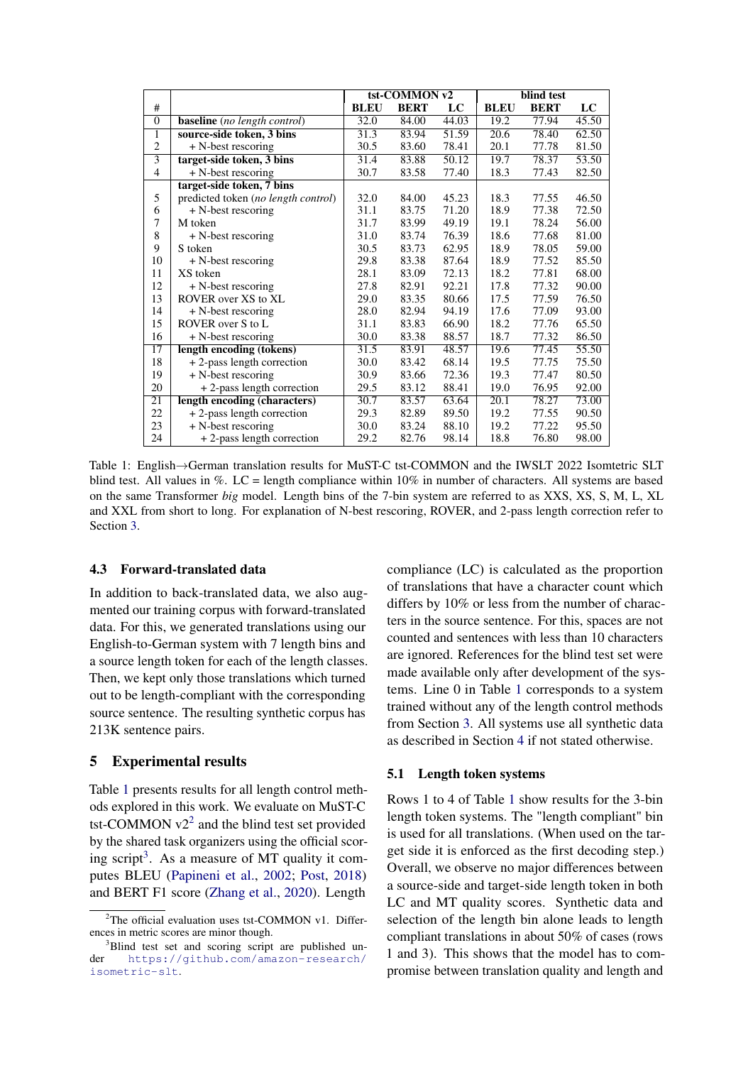| # | | tst-COMMON v2 | | | blind test | | |
|---|---|---|---|---|---|---|---|
| | | **BLEU** | **BERT** | **LC** | **BLEU** | **BERT** | **LC** |
| 0 | **baseline** (*no length control*) | 32.0 | 84.00 | 44.03 | 19.2 | 77.94 | 45.50 |
| 1 | **source-side token, 3 bins** | 31.3 | 83.94 | 51.59 | 20.6 | 78.40 | 62.50 |
| 2 | + N-best rescoring | 30.5 | 83.60 | 78.41 | 20.1 | 77.78 | 81.50 |
| 3 | **target-side token, 3 bins** | 31.4 | 83.88 | 50.12 | 19.7 | 78.37 | 53.50 |
| 4 | + N-best rescoring | 30.7 | 83.58 | 77.40 | 18.3 | 77.43 | 82.50 |
| | **target-side token, 7 bins** | | | | | | |
| 5 | predicted token (*no length control*) | 32.0 | 84.00 | 45.23 | 18.3 | 77.55 | 46.50 |
| 6 | + N-best rescoring | 31.1 | 83.75 | 71.20 | 18.9 | 77.38 | 72.50 |
| 7 | M token | 31.7 | 83.99 | 49.19 | 19.1 | 78.24 | 56.00 |
| 8 | + N-best rescoring | 31.0 | 83.74 | 76.39 | 18.6 | 77.68 | 81.00 |
| 9 | S token | 30.5 | 83.73 | 62.95 | 18.9 | 78.05 | 59.00 |
| 10 | + N-best rescoring | 29.8 | 83.38 | 87.64 | 18.9 | 77.52 | 85.50 |
| 11 | XS token | 28.1 | 83.09 | 72.13 | 18.2 | 77.81 | 68.00 |
| 12 | + N-best rescoring | 27.8 | 82.91 | 92.21 | 17.8 | 77.32 | 90.00 |
| 13 | ROVER over XS to XL | 29.0 | 83.35 | 80.66 | 17.5 | 77.59 | 76.50 |
| 14 | + N-best rescoring | 28.0 | 82.94 | 94.19 | 17.6 | 77.09 | 93.00 |
| 15 | ROVER over S to L | 31.1 | 83.83 | 66.90 | 18.2 | 77.76 | 65.50 |
| 16 | + N-best rescoring | 30.0 | 83.38 | 88.57 | 18.7 | 77.32 | 86.50 |
| 17 | **length encoding (tokens)** | 31.5 | 83.91 | 48.57 | 19.6 | 77.45 | 55.50 |
| 18 | + 2-pass length correction | 30.0 | 83.42 | 68.14 | 19.5 | 77.75 | 75.50 |
| 19 | + N-best rescoring | 30.9 | 83.66 | 72.36 | 19.3 | 77.47 | 80.50 |
| 20 | + 2-pass length correction | 29.5 | 83.12 | 88.41 | 19.0 | 76.95 | 92.00 |
| 21 | **length encoding (characters)** | 30.7 | 83.57 | 63.64 | 20.1 | 78.27 | 73.00 |
| 22 | + 2-pass length correction | 29.3 | 82.89 | 89.50 | 19.2 | 77.55 | 90.50 |
| 23 | + N-best rescoring | 30.0 | 83.24 | 88.10 | 19.2 | 77.22 | 95.50 |
| 24 | + 2-pass length correction | 29.2 | 82.76 | 98.14 | 18.8 | 76.80 | 98.00 |

Table 1: English→German translation results for MuST-C tst-COMMON and the IWSLT 2022 Isometric SLT blind test. All values in %. LC = length compliance within 10% in number of characters. All systems are based on the same Transformer *big* model. Length bins of the 7-bin system are referred to as XXS, XS, S, M, L, XL and XXL from short to long. For explanation of N-best rescoring, ROVER, and 2-pass length correction refer to Section 3.

### 4.3 Forward-translated data

In addition to back-translated data, we also augmented our training corpus with forward-translated data. For this, we generated translations using our English-to-German system with 7 length bins and a source length token for each of the length classes. Then, we kept only those translations which turned out to be length-compliant with the corresponding source sentence. The resulting synthetic corpus has 213K sentence pairs.

## 5 Experimental results

Table 1 presents results for all length control methods explored in this work. We evaluate on MuST-C tst-COMMON v2[2] and the blind test set provided by the shared task organizers using the official scoring script[3]. As a measure of MT quality it computes BLEU (Papineni et al., 2002; Post, 2018) and BERT F1 score (Zhang et al., 2020). Length compliance (LC) is calculated as the proportion of translations that have a character count which differs by 10% or less from the number of characters in the source sentence. For this, spaces are not counted and sentences with less than 10 characters are ignored. References for the blind test set were made available only after development of the systems. Line 0 in Table 1 corresponds to a system trained without any of the length control methods from Section 3. All systems use all synthetic data as described in Section 4 if not stated otherwise.

### 5.1 Length token systems

Rows 1 to 4 of Table 1 show results for the 3-bin length token systems. The "length compliant" bin is used for all translations. (When used on the target side it is enforced as the first decoding step.) Overall, we observe no major differences between a source-side and target-side length token in both LC and MT quality scores. Synthetic data and selection of the length bin alone leads to length compliant translations in about 50% of cases (rows 1 and 3). This shows that the model has to compromise between translation quality and length and

[2] The official evaluation uses tst-COMMON v1. Differences in metric scores are minor though.

[3] Blind test set and scoring script are published under https://github.com/amazon-research/isometric-slt.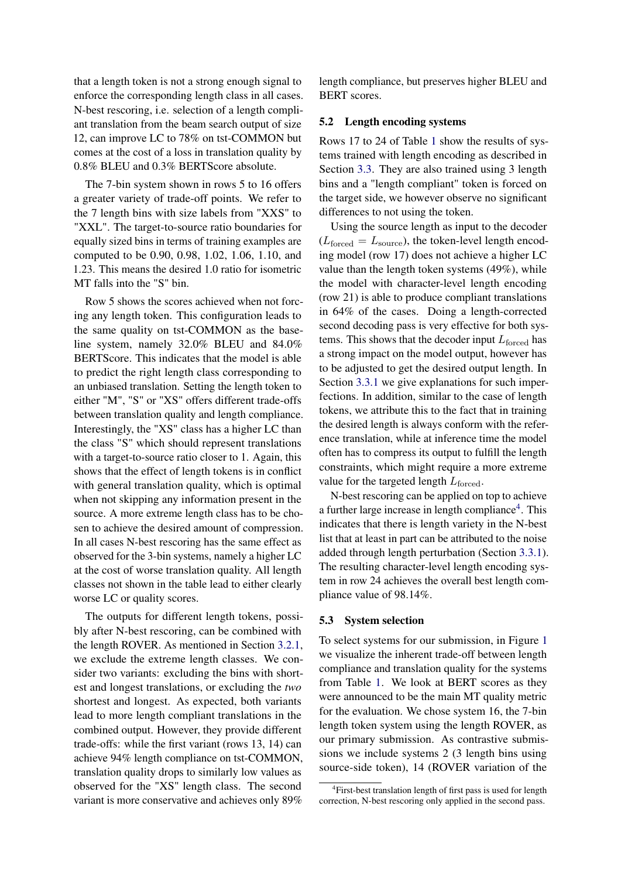that a length token is not a strong enough signal to enforce the corresponding length class in all cases. N-best rescoring, i.e. selection of a length compliant translation from the beam search output of size 12, can improve LC to 78% on tst-COMMON but comes at the cost of a loss in translation quality by 0.8% BLEU and 0.3% BERTScore absolute.

The 7-bin system shown in rows 5 to 16 offers a greater variety of trade-off points. We refer to the 7 length bins with size labels from "XXS" to "XXL". The target-to-source ratio boundaries for equally sized bins in terms of training examples are computed to be 0.90, 0.98, 1.02, 1.06, 1.10, and 1.23. This means the desired 1.0 ratio for isometric MT falls into the "S" bin.

Row 5 shows the scores achieved when not forcing any length token. This configuration leads to the same quality on tst-COMMON as the baseline system, namely 32.0% BLEU and 84.0% BERTScore. This indicates that the model is able to predict the right length class corresponding to an unbiased translation. Setting the length token to either "M", "S" or "XS" offers different trade-offs between translation quality and length compliance. Interestingly, the "XS" class has a higher LC than the class "S" which should represent translations with a target-to-source ratio closer to 1. Again, this shows that the effect of length tokens is in conflict with general translation quality, which is optimal when not skipping any information present in the source. A more extreme length class has to be chosen to achieve the desired amount of compression. In all cases N-best rescoring has the same effect as observed for the 3-bin systems, namely a higher LC at the cost of worse translation quality. All length classes not shown in the table lead to either clearly worse LC or quality scores.

The outputs for different length tokens, possibly after N-best rescoring, can be combined with the length ROVER. As mentioned in Section 3.2.1, we exclude the extreme length classes. We consider two variants: excluding the bins with shortest and longest translations, or excluding the *two* shortest and longest. As expected, both variants lead to more length compliant translations in the combined output. However, they provide different trade-offs: while the first variant (rows 13, 14) can achieve 94% length compliance on tst-COMMON, translation quality drops to similarly low values as observed for the "XS" length class. The second variant is more conservative and achieves only 89% length compliance, but preserves higher BLEU and BERT scores.

## 5.2 Length encoding systems

Rows 17 to 24 of Table 1 show the results of systems trained with length encoding as described in Section 3.3. They are also trained using 3 length bins and a "length compliant" token is forced on the target side, we however observe no significant differences to not using the token.

Using the source length as input to the decoder ($L_{\text{forced}} = L_{\text{source}}$), the token-level length encoding model (row 17) does not achieve a higher LC value than the length token systems (49%), while the model with character-level length encoding (row 21) is able to produce compliant translations in 64% of the cases. Doing a length-corrected second decoding pass is very effective for both systems. This shows that the decoder input $L_{\text{forced}}$ has a strong impact on the model output, however has to be adjusted to get the desired output length. In Section 3.3.1 we give explanations for such imperfections. In addition, similar to the case of length tokens, we attribute this to the fact that in training the desired length is always conform with the reference translation, while at inference time the model often has to compress its output to fulfill the length constraints, which might require a more extreme value for the targeted length $L_{\text{forced}}$.

N-best rescoring can be applied on top to achieve a further large increase in length compliance[4]. This indicates that there is length variety in the N-best list that at least in part can be attributed to the noise added through length perturbation (Section 3.3.1). The resulting character-level length encoding system in row 24 achieves the overall best length compliance value of 98.14%.

## 5.3 System selection

To select systems for our submission, in Figure 1 we visualize the inherent trade-off between length compliance and translation quality for the systems from Table 1. We look at BERT scores as they were announced to be the main MT quality metric for the evaluation. We chose system 16, the 7-bin length token system using the length ROVER, as our primary submission. As contrastive submissions we include systems 2 (3 length bins using source-side token), 14 (ROVER variation of the

[4]First-best translation length of first pass is used for length correction, N-best rescoring only applied in the second pass.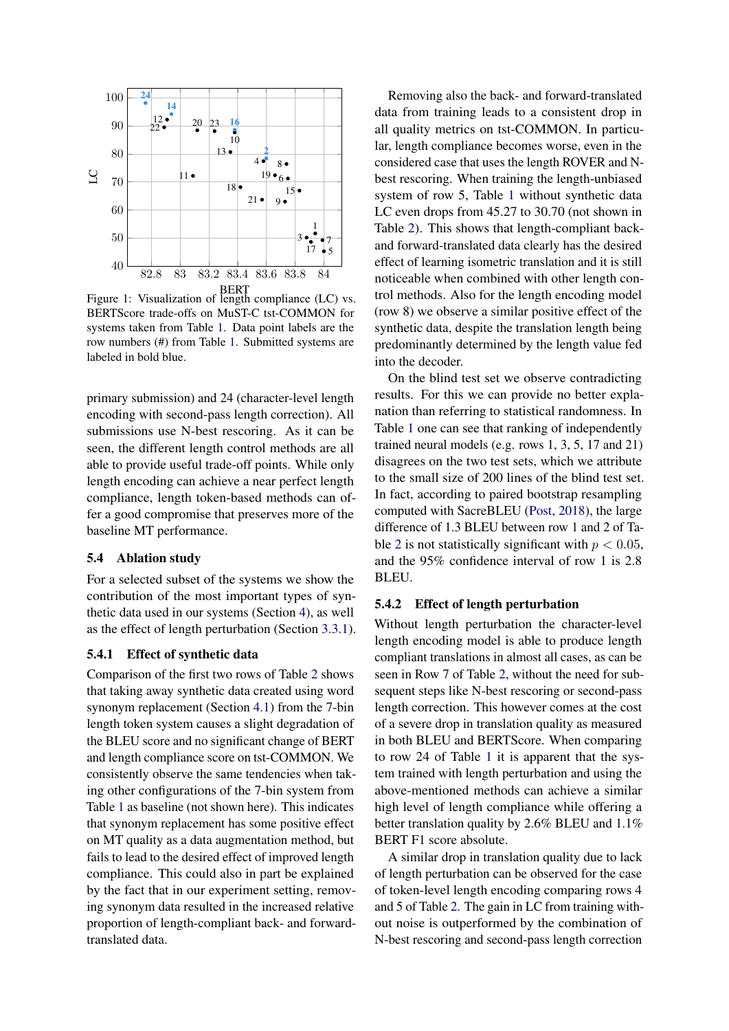Figure 1: Visualization of length compliance (LC) vs. BERTScore trade-offs on MuST-C tst-COMMON for systems taken from Table 1. Data point labels are the row numbers (#) from Table 1. Submitted systems are labeled in bold blue.

primary submission) and 24 (character-level length encoding with second-pass length correction). All submissions use N-best rescoring. As it can be seen, the different length control methods are all able to provide useful trade-off points. While only length encoding can achieve a near perfect length compliance, length token-based methods can offer a good compromise that preserves more of the baseline MT performance.

### 5.4 Ablation study

For a selected subset of the systems we show the contribution of the most important types of synthetic data used in our systems (Section 4), as well as the effect of length perturbation (Section 3.3.1).

#### 5.4.1 Effect of synthetic data

Comparison of the first two rows of Table 2 shows that taking away synthetic data created using word synonym replacement (Section 4.1) from the 7-bin length token system causes a slight degradation of the BLEU score and no significant change of BERT and length compliance score on tst-COMMON. We consistently observe the same tendencies when taking other configurations of the 7-bin system from Table 1 as baseline (not shown here). This indicates that synonym replacement has some positive effect on MT quality as a data augmentation method, but fails to lead to the desired effect of improved length compliance. This could also in part be explained by the fact that in our experiment setting, removing synonym data resulted in the increased relative proportion of length-compliant back- and forward-translated data.

Removing also the back- and forward-translated data from training leads to a consistent drop in all quality metrics on tst-COMMON. In particular, length compliance becomes worse, even in the considered case that uses the length ROVER and N-best rescoring. When training the length-unbiased system of row 5, Table 1 without synthetic data LC even drops from 45.27 to 30.70 (not shown in Table 2). This shows that length-compliant back- and forward-translated data clearly has the desired effect of learning isometric translation and it is still noticeable when combined with other length control methods. Also for the length encoding model (row 8) we observe a similar positive effect of the synthetic data, despite the translation length being predominantly determined by the length value fed into the decoder.

On the blind test set we observe contradicting results. For this we can provide no better explanation than referring to statistical randomness. In Table 1 one can see that ranking of independently trained neural models (e.g. rows 1, 3, 5, 17 and 21) disagrees on the two test sets, which we attribute to the small size of 200 lines of the blind test set. In fact, according to paired bootstrap resampling computed with SacreBLEU (Post, 2018), the large difference of 1.3 BLEU between row 1 and 2 of Table 2 is not statistically significant with $p < 0.05$, and the 95% confidence interval of row 1 is 2.8 BLEU.

#### 5.4.2 Effect of length perturbation

Without length perturbation the character-level length encoding model is able to produce length compliant translations in almost all cases, as can be seen in Row 7 of Table 2, without the need for subsequent steps like N-best rescoring or second-pass length correction. This however comes at the cost of a severe drop in translation quality as measured in both BLEU and BERTScore. When comparing to row 24 of Table 1 it is apparent that the system trained with length perturbation and using the above-mentioned methods can achieve a similar high level of length compliance while offering a better translation quality by 2.6% BLEU and 1.1% BERT F1 score absolute.

A similar drop in translation quality due to lack of length perturbation can be observed for the case of token-level length encoding comparing rows 4 and 5 of Table 2. The gain in LC from training without noise is outperformed by the combination of N-best rescoring and second-pass length correction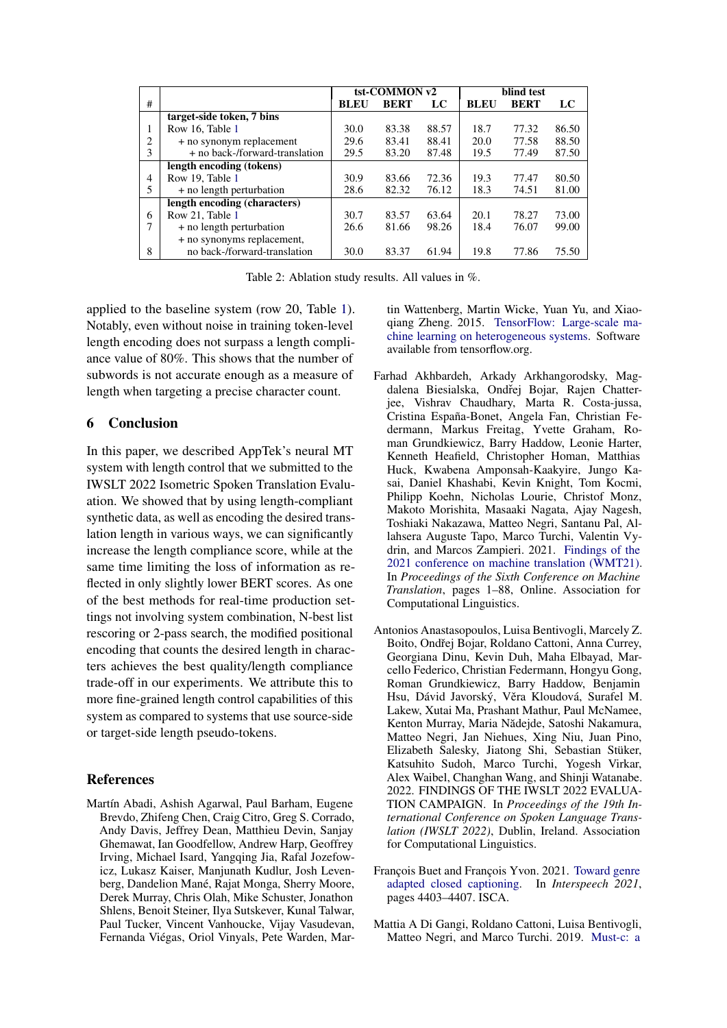| # | | tst-COMMON v2 | | | blind test | | |
|---|---|---|---|---|---|---|---|
| | | BLEU | BERT | LC | BLEU | BERT | LC |
| | **target-side token, 7 bins** | | | | | | |
| 1 | Row 16, Table 1 | 30.0 | 83.38 | 88.57 | 18.7 | 77.32 | 86.50 |
| 2 | + no synonym replacement | 29.6 | 83.41 | 88.41 | 20.0 | 77.58 | 88.50 |
| 3 | + no back-/forward-translation | 29.5 | 83.20 | 87.48 | 19.5 | 77.49 | 87.50 |
| | **length encoding (tokens)** | | | | | | |
| 4 | Row 19, Table 1 | 30.9 | 83.66 | 72.36 | 19.3 | 77.47 | 80.50 |
| 5 | + no length perturbation | 28.6 | 82.32 | 76.12 | 18.3 | 74.51 | 81.00 |
| | **length encoding (characters)** | | | | | | |
| 6 | Row 21, Table 1 | 30.7 | 83.57 | 63.64 | 20.1 | 78.27 | 73.00 |
| 7 | + no length perturbation | 26.6 | 81.66 | 98.26 | 18.4 | 76.07 | 99.00 |
| 8 | + no synonyms replacement, no back-/forward-translation | 30.0 | 83.37 | 61.94 | 19.8 | 77.86 | 75.50 |

Table 2: Ablation study results. All values in %.

applied to the baseline system (row 20, Table 1). Notably, even without noise in training token-level length encoding does not surpass a length compliance value of 80%. This shows that the number of subwords is not accurate enough as a measure of length when targeting a precise character count.

## 6 Conclusion

In this paper, we described AppTek's neural MT system with length control that we submitted to the IWSLT 2022 Isometric Spoken Translation Evaluation. We showed that by using length-compliant synthetic data, as well as encoding the desired translation length in various ways, we can significantly increase the length compliance score, while at the same time limiting the loss of information as reflected in only slightly lower BERT scores. As one of the best methods for real-time production settings not involving system combination, N-best list rescoring or 2-pass search, the modified positional encoding that counts the desired length in characters achieves the best quality/length compliance trade-off in our experiments. We attribute this to more fine-grained length control capabilities of this system as compared to systems that use source-side or target-side length pseudo-tokens.

## References

Martín Abadi, Ashish Agarwal, Paul Barham, Eugene Brevdo, Zhifeng Chen, Craig Citro, Greg S. Corrado, Andy Davis, Jeffrey Dean, Matthieu Devin, Sanjay Ghemawat, Ian Goodfellow, Andrew Harp, Geoffrey Irving, Michael Isard, Yangqing Jia, Rafal Jozefowicz, Lukasz Kaiser, Manjunath Kudlur, Josh Levenberg, Dandelion Mané, Rajat Monga, Sherry Moore, Derek Murray, Chris Olah, Mike Schuster, Jonathon Shlens, Benoit Steiner, Ilya Sutskever, Kunal Talwar, Paul Tucker, Vincent Vanhoucke, Vijay Vasudevan, Fernanda Viégas, Oriol Vinyals, Pete Warden, Martin Wattenberg, Martin Wicke, Yuan Yu, and Xiaoqiang Zheng. 2015. TensorFlow: Large-scale machine learning on heterogeneous systems. Software available from tensorflow.org.

Farhad Akhbardeh, Arkady Arkhangorodsky, Magdalena Biesialska, Ondřej Bojar, Rajen Chatterjee, Vishrav Chaudhary, Marta R. Costa-jussa, Cristina España-Bonet, Angela Fan, Christian Federmann, Markus Freitag, Yvette Graham, Roman Grundkiewicz, Barry Haddow, Leonie Harter, Kenneth Heafield, Christopher Homan, Matthias Huck, Kwabena Amponsah-Kaakyire, Jungo Kasai, Daniel Khashabi, Kevin Knight, Tom Kocmi, Philipp Koehn, Nicholas Lourie, Christof Monz, Makoto Morishita, Masaaki Nagata, Ajay Nagesh, Toshiaki Nakazawa, Matteo Negri, Santanu Pal, Allahsera Auguste Tapo, Marco Turchi, Valentin Vydrin, and Marcos Zampieri. 2021. Findings of the 2021 conference on machine translation (WMT21). In *Proceedings of the Sixth Conference on Machine Translation*, pages 1–88, Online. Association for Computational Linguistics.

Antonios Anastasopoulos, Luisa Bentivogli, Marcely Z. Boito, Ondřej Bojar, Roldano Cattoni, Anna Currey, Georgiana Dinu, Kevin Duh, Maha Elbayad, Marcello Federico, Christian Federmann, Hongyu Gong, Roman Grundkiewicz, Barry Haddow, Benjamin Hsu, Dávid Javorský, Věra Kloudová, Surafel M. Lakew, Xutai Ma, Prashant Mathur, Paul McNamee, Kenton Murray, Maria Nădejde, Satoshi Nakamura, Matteo Negri, Jan Niehues, Xing Niu, Juan Pino, Elizabeth Salesky, Jiatong Shi, Sebastian Stüker, Katsuhito Sudoh, Marco Turchi, Yogesh Virkar, Alex Waibel, Changhan Wang, and Shinji Watanabe. 2022. FINDINGS OF THE IWSLT 2022 EVALUATION CAMPAIGN. In *Proceedings of the 19th International Conference on Spoken Language Translation (IWSLT 2022)*, Dublin, Ireland. Association for Computational Linguistics.

François Buet and François Yvon. 2021. Toward genre adapted closed captioning. In *Interspeech 2021*, pages 4403–4407. ISCA.

Mattia A Di Gangi, Roldano Cattoni, Luisa Bentivogli, Matteo Negri, and Marco Turchi. 2019. Must-c: a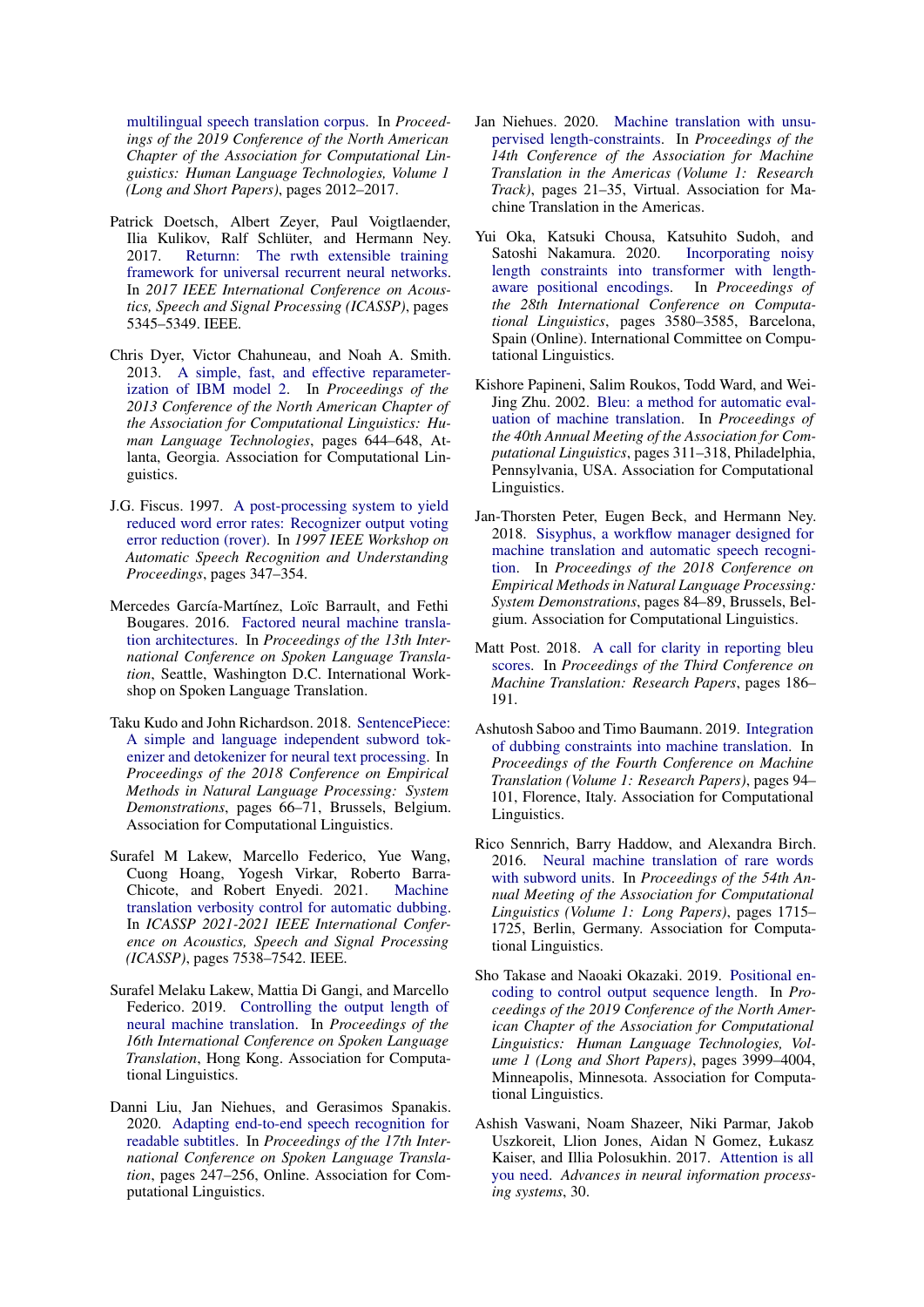multilingual speech translation corpus. In *Proceedings of the 2019 Conference of the North American Chapter of the Association for Computational Linguistics: Human Language Technologies, Volume 1 (Long and Short Papers)*, pages 2012–2017.

Patrick Doetsch, Albert Zeyer, Paul Voigtlaender, Ilia Kulikov, Ralf Schlüter, and Hermann Ney. 2017. Returnn: The rwth extensible training framework for universal recurrent neural networks. In *2017 IEEE International Conference on Acoustics, Speech and Signal Processing (ICASSP)*, pages 5345–5349. IEEE.

Chris Dyer, Victor Chahuneau, and Noah A. Smith. 2013. A simple, fast, and effective reparameterization of IBM model 2. In *Proceedings of the 2013 Conference of the North American Chapter of the Association for Computational Linguistics: Human Language Technologies*, pages 644–648, Atlanta, Georgia. Association for Computational Linguistics.

J.G. Fiscus. 1997. A post-processing system to yield reduced word error rates: Recognizer output voting error reduction (rover). In *1997 IEEE Workshop on Automatic Speech Recognition and Understanding Proceedings*, pages 347–354.

Mercedes García-Martínez, Loïc Barrault, and Fethi Bougares. 2016. Factored neural machine translation architectures. In *Proceedings of the 13th International Conference on Spoken Language Translation*, Seattle, Washington D.C. International Workshop on Spoken Language Translation.

Taku Kudo and John Richardson. 2018. SentencePiece: A simple and language independent subword tokenizer and detokenizer for neural text processing. In *Proceedings of the 2018 Conference on Empirical Methods in Natural Language Processing: System Demonstrations*, pages 66–71, Brussels, Belgium. Association for Computational Linguistics.

Surafel M Lakew, Marcello Federico, Yue Wang, Cuong Hoang, Yogesh Virkar, Roberto Barra-Chicote, and Robert Enyedi. 2021. Machine translation verbosity control for automatic dubbing. In *ICASSP 2021-2021 IEEE International Conference on Acoustics, Speech and Signal Processing (ICASSP)*, pages 7538–7542. IEEE.

Surafel Melaku Lakew, Mattia Di Gangi, and Marcello Federico. 2019. Controlling the output length of neural machine translation. In *Proceedings of the 16th International Conference on Spoken Language Translation*, Hong Kong. Association for Computational Linguistics.

Danni Liu, Jan Niehues, and Gerasimos Spanakis. 2020. Adapting end-to-end speech recognition for readable subtitles. In *Proceedings of the 17th International Conference on Spoken Language Translation*, pages 247–256, Online. Association for Computational Linguistics.

Jan Niehues. 2020. Machine translation with unsupervised length-constraints. In *Proceedings of the 14th Conference of the Association for Machine Translation in the Americas (Volume 1: Research Track)*, pages 21–35, Virtual. Association for Machine Translation in the Americas.

Yui Oka, Katsuki Chousa, Katsuhito Sudoh, and Satoshi Nakamura. 2020. Incorporating noisy length constraints into transformer with length-aware positional encodings. In *Proceedings of the 28th International Conference on Computational Linguistics*, pages 3580–3585, Barcelona, Spain (Online). International Committee on Computational Linguistics.

Kishore Papineni, Salim Roukos, Todd Ward, and Wei-Jing Zhu. 2002. Bleu: a method for automatic evaluation of machine translation. In *Proceedings of the 40th Annual Meeting of the Association for Computational Linguistics*, pages 311–318, Philadelphia, Pennsylvania, USA. Association for Computational Linguistics.

Jan-Thorsten Peter, Eugen Beck, and Hermann Ney. 2018. Sisyphus, a workflow manager designed for machine translation and automatic speech recognition. In *Proceedings of the 2018 Conference on Empirical Methods in Natural Language Processing: System Demonstrations*, pages 84–89, Brussels, Belgium. Association for Computational Linguistics.

Matt Post. 2018. A call for clarity in reporting bleu scores. In *Proceedings of the Third Conference on Machine Translation: Research Papers*, pages 186–191.

Ashutosh Saboo and Timo Baumann. 2019. Integration of dubbing constraints into machine translation. In *Proceedings of the Fourth Conference on Machine Translation (Volume 1: Research Papers)*, pages 94–101, Florence, Italy. Association for Computational Linguistics.

Rico Sennrich, Barry Haddow, and Alexandra Birch. 2016. Neural machine translation of rare words with subword units. In *Proceedings of the 54th Annual Meeting of the Association for Computational Linguistics (Volume 1: Long Papers)*, pages 1715–1725, Berlin, Germany. Association for Computational Linguistics.

Sho Takase and Naoaki Okazaki. 2019. Positional encoding to control output sequence length. In *Proceedings of the 2019 Conference of the North American Chapter of the Association for Computational Linguistics: Human Language Technologies, Volume 1 (Long and Short Papers)*, pages 3999–4004, Minneapolis, Minnesota. Association for Computational Linguistics.

Ashish Vaswani, Noam Shazeer, Niki Parmar, Jakob Uszkoreit, Llion Jones, Aidan N Gomez, Łukasz Kaiser, and Illia Polosukhin. 2017. Attention is all you need. *Advances in neural information processing systems*, 30.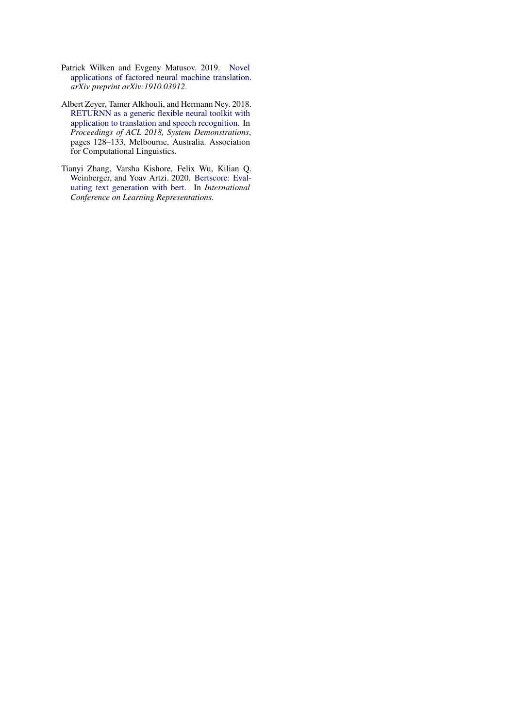Patrick Wilken and Evgeny Matusov. 2019. Novel applications of factored neural machine translation. *arXiv preprint arXiv:1910.03912*.

Albert Zeyer, Tamer Alkhouli, and Hermann Ney. 2018. RETURNN as a generic flexible neural toolkit with application to translation and speech recognition. In *Proceedings of ACL 2018, System Demonstrations*, pages 128–133, Melbourne, Australia. Association for Computational Linguistics.

Tianyi Zhang, Varsha Kishore, Felix Wu, Kilian Q. Weinberger, and Yoav Artzi. 2020. Bertscore: Evaluating text generation with bert. In *International Conference on Learning Representations*.